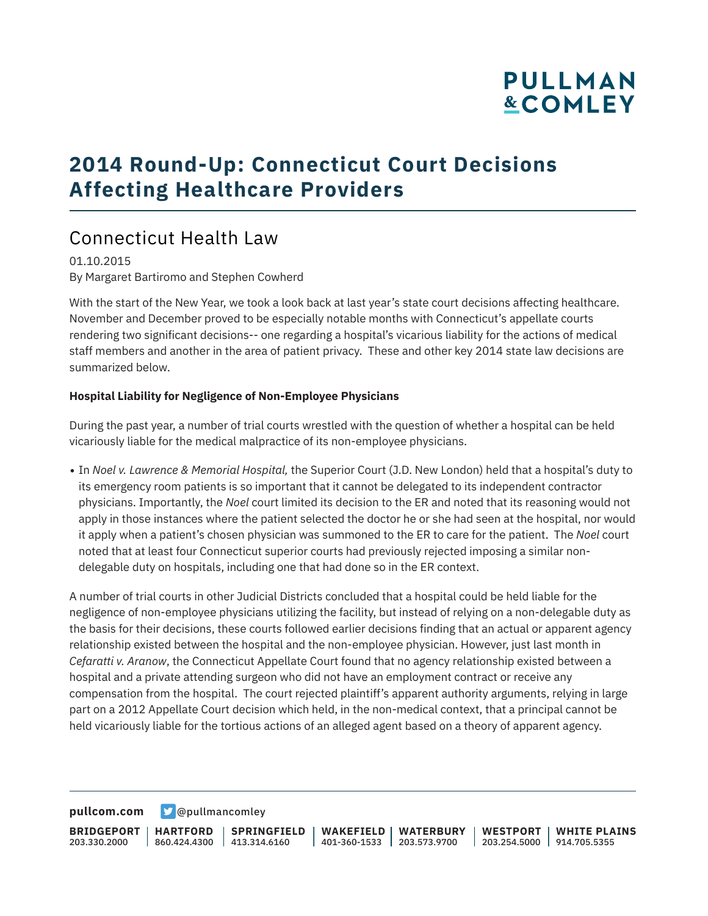# 2014 Round-Up: Connecticut Court Decisions Affecting Healthcare Providers

## Connecticut Health Law

01.10.2015
By Margaret Bartiromo and Stephen Cowherd

With the start of the New Year, we took a look back at last year's state court decisions affecting healthcare. November and December proved to be especially notable months with Connecticut's appellate courts rendering two significant decisions-- one regarding a hospital's vicarious liability for the actions of medical staff members and another in the area of patient privacy. These and other key 2014 state law decisions are summarized below.

**Hospital Liability for Negligence of Non-Employee Physicians**

During the past year, a number of trial courts wrestled with the question of whether a hospital can be held vicariously liable for the medical malpractice of its non-employee physicians.

- In *Noel v. Lawrence & Memorial Hospital,* the Superior Court (J.D. New London) held that a hospital's duty to its emergency room patients is so important that it cannot be delegated to its independent contractor physicians. Importantly, the *Noel* court limited its decision to the ER and noted that its reasoning would not apply in those instances where the patient selected the doctor he or she had seen at the hospital, nor would it apply when a patient's chosen physician was summoned to the ER to care for the patient. The *Noel* court noted that at least four Connecticut superior courts had previously rejected imposing a similar non-delegable duty on hospitals, including one that had done so in the ER context.

A number of trial courts in other Judicial Districts concluded that a hospital could be held liable for the negligence of non-employee physicians utilizing the facility, but instead of relying on a non-delegable duty as the basis for their decisions, these courts followed earlier decisions finding that an actual or apparent agency relationship existed between the hospital and the non-employee physician. However, just last month in *Cefaratti v. Aranow*, the Connecticut Appellate Court found that no agency relationship existed between a hospital and a private attending surgeon who did not have an employment contract or receive any compensation from the hospital. The court rejected plaintiff's apparent authority arguments, relying in large part on a 2012 Appellate Court decision which held, in the non-medical context, that a principal cannot be held vicariously liable for the tortious actions of an alleged agent based on a theory of apparent agency.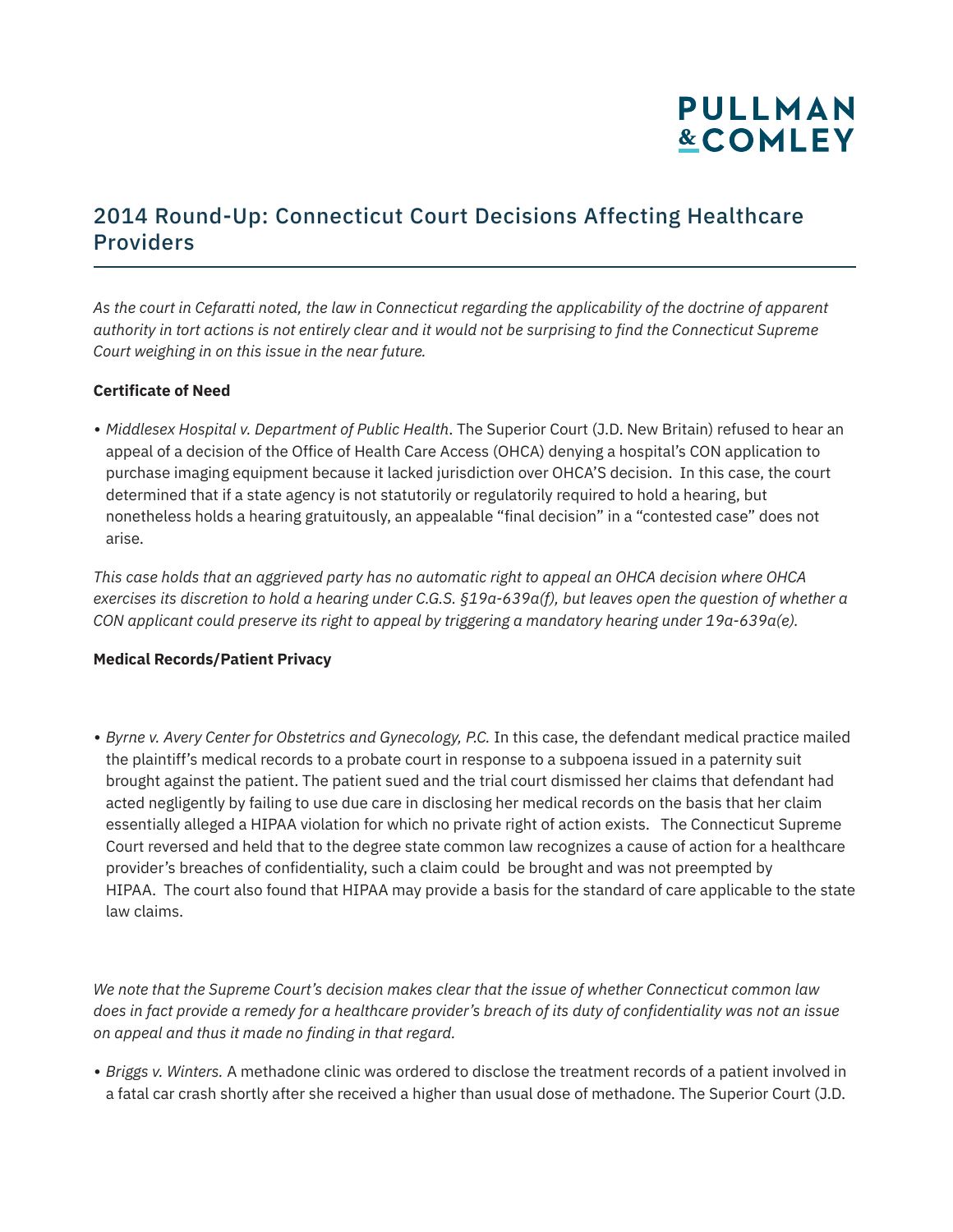## 2014 Round-Up: Connecticut Court Decisions Affecting Healthcare Providers

*As the court in Cefaratti noted, the law in Connecticut regarding the applicability of the doctrine of apparent authority in tort actions is not entirely clear and it would not be surprising to find the Connecticut Supreme Court weighing in on this issue in the near future.*

**Certificate of Need**

- *Middlesex Hospital v. Department of Public Health*. The Superior Court (J.D. New Britain) refused to hear an appeal of a decision of the Office of Health Care Access (OHCA) denying a hospital's CON application to purchase imaging equipment because it lacked jurisdiction over OHCA'S decision. In this case, the court determined that if a state agency is not statutorily or regulatorily required to hold a hearing, but nonetheless holds a hearing gratuitously, an appealable "final decision" in a "contested case" does not arise.

*This case holds that an aggrieved party has no automatic right to appeal an OHCA decision where OHCA exercises its discretion to hold a hearing under C.G.S. §19a-639a(f), but leaves open the question of whether a CON applicant could preserve its right to appeal by triggering a mandatory hearing under 19a-639a(e).*

**Medical Records/Patient Privacy**

- *Byrne v. Avery Center for Obstetrics and Gynecology, P.C.* In this case, the defendant medical practice mailed the plaintiff's medical records to a probate court in response to a subpoena issued in a paternity suit brought against the patient. The patient sued and the trial court dismissed her claims that defendant had acted negligently by failing to use due care in disclosing her medical records on the basis that her claim essentially alleged a HIPAA violation for which no private right of action exists. The Connecticut Supreme Court reversed and held that to the degree state common law recognizes a cause of action for a healthcare provider's breaches of confidentiality, such a claim could be brought and was not preempted by HIPAA. The court also found that HIPAA may provide a basis for the standard of care applicable to the state law claims.

*We note that the Supreme Court's decision makes clear that the issue of whether Connecticut common law does in fact provide a remedy for a healthcare provider's breach of its duty of confidentiality was not an issue on appeal and thus it made no finding in that regard.*

- *Briggs v. Winters.* A methadone clinic was ordered to disclose the treatment records of a patient involved in a fatal car crash shortly after she received a higher than usual dose of methadone. The Superior Court (J.D.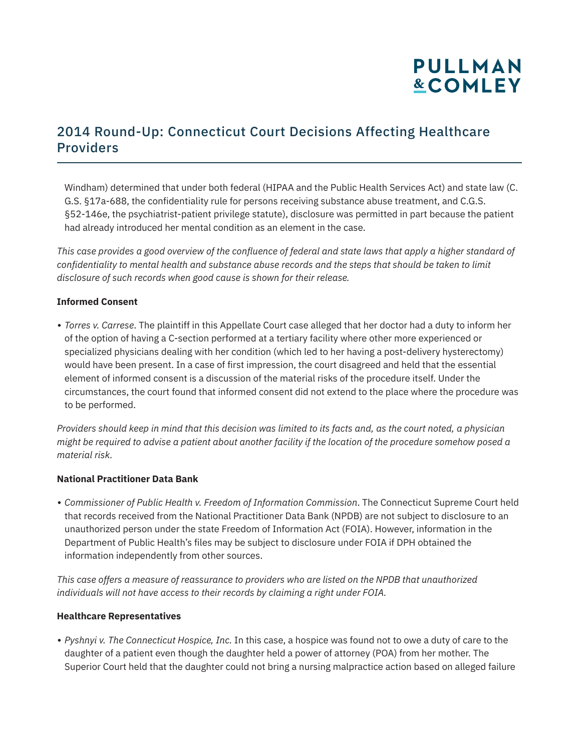Windham) determined that under both federal (HIPAA and the Public Health Services Act) and state law (C. G.S. §17a-688, the confidentiality rule for persons receiving substance abuse treatment, and C.G.S. §52-146e, the psychiatrist-patient privilege statute), disclosure was permitted in part because the patient had already introduced her mental condition as an element in the case.

*This case provides a good overview of the confluence of federal and state laws that apply a higher standard of confidentiality to mental health and substance abuse records and the steps that should be taken to limit disclosure of such records when good cause is shown for their release.*

**Informed Consent**

- *Torres v. Carrese*. The plaintiff in this Appellate Court case alleged that her doctor had a duty to inform her of the option of having a C-section performed at a tertiary facility where other more experienced or specialized physicians dealing with her condition (which led to her having a post-delivery hysterectomy) would have been present. In a case of first impression, the court disagreed and held that the essential element of informed consent is a discussion of the material risks of the procedure itself. Under the circumstances, the court found that informed consent did not extend to the place where the procedure was to be performed.

*Providers should keep in mind that this decision was limited to its facts and, as the court noted, a physician might be required to advise a patient about another facility if the location of the procedure somehow posed a material risk.*

**National Practitioner Data Bank**

- *Commissioner of Public Health v. Freedom of Information Commission*. The Connecticut Supreme Court held that records received from the National Practitioner Data Bank (NPDB) are not subject to disclosure to an unauthorized person under the state Freedom of Information Act (FOIA). However, information in the Department of Public Health's files may be subject to disclosure under FOIA if DPH obtained the information independently from other sources.

*This case offers a measure of reassurance to providers who are listed on the NPDB that unauthorized individuals will not have access to their records by claiming a right under FOIA.*

**Healthcare Representatives**

- *Pyshnyi v. The Connecticut Hospice, Inc.* In this case, a hospice was found not to owe a duty of care to the daughter of a patient even though the daughter held a power of attorney (POA) from her mother. The Superior Court held that the daughter could not bring a nursing malpractice action based on alleged failure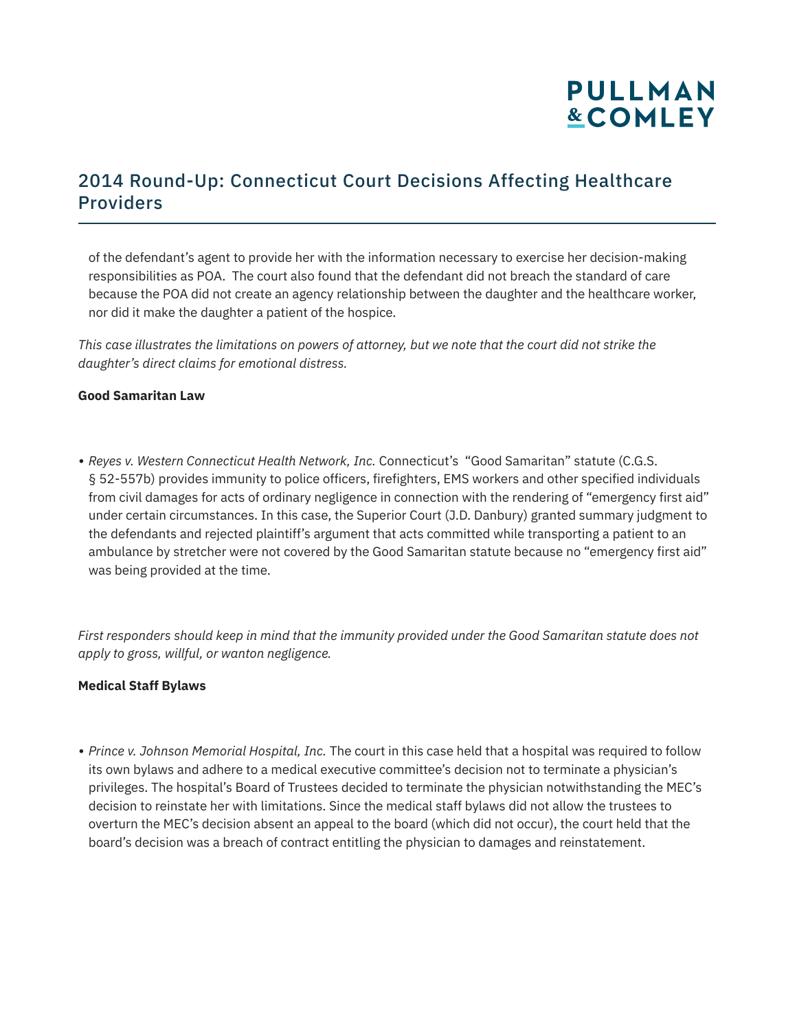of the defendant's agent to provide her with the information necessary to exercise her decision-making responsibilities as POA. The court also found that the defendant did not breach the standard of care because the POA did not create an agency relationship between the daughter and the healthcare worker, nor did it make the daughter a patient of the hospice.

*This case illustrates the limitations on powers of attorney, but we note that the court did not strike the daughter's direct claims for emotional distress.*

**Good Samaritan Law**

- *Reyes v. Western Connecticut Health Network, Inc.* Connecticut's "Good Samaritan" statute (C.G.S. § 52-557b) provides immunity to police officers, firefighters, EMS workers and other specified individuals from civil damages for acts of ordinary negligence in connection with the rendering of "emergency first aid" under certain circumstances. In this case, the Superior Court (J.D. Danbury) granted summary judgment to the defendants and rejected plaintiff's argument that acts committed while transporting a patient to an ambulance by stretcher were not covered by the Good Samaritan statute because no "emergency first aid" was being provided at the time.

*First responders should keep in mind that the immunity provided under the Good Samaritan statute does not apply to gross, willful, or wanton negligence.*

**Medical Staff Bylaws**

- *Prince v. Johnson Memorial Hospital, Inc.* The court in this case held that a hospital was required to follow its own bylaws and adhere to a medical executive committee's decision not to terminate a physician's privileges. The hospital's Board of Trustees decided to terminate the physician notwithstanding the MEC's decision to reinstate her with limitations. Since the medical staff bylaws did not allow the trustees to overturn the MEC's decision absent an appeal to the board (which did not occur), the court held that the board's decision was a breach of contract entitling the physician to damages and reinstatement.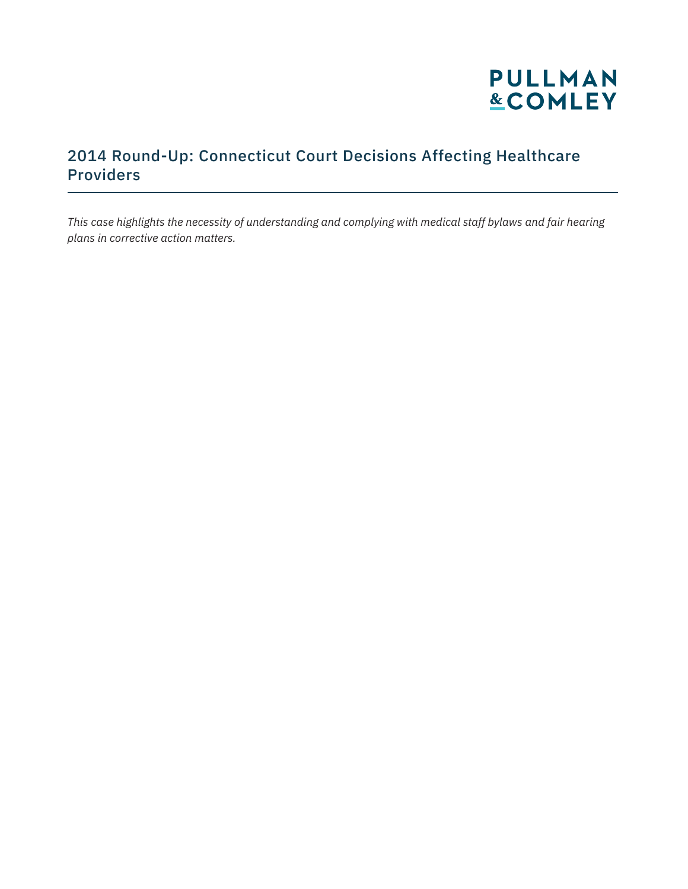# 2014 Round-Up: Connecticut Court Decisions Affecting Healthcare Providers

*This case highlights the necessity of understanding and complying with medical staff bylaws and fair hearing plans in corrective action matters.*